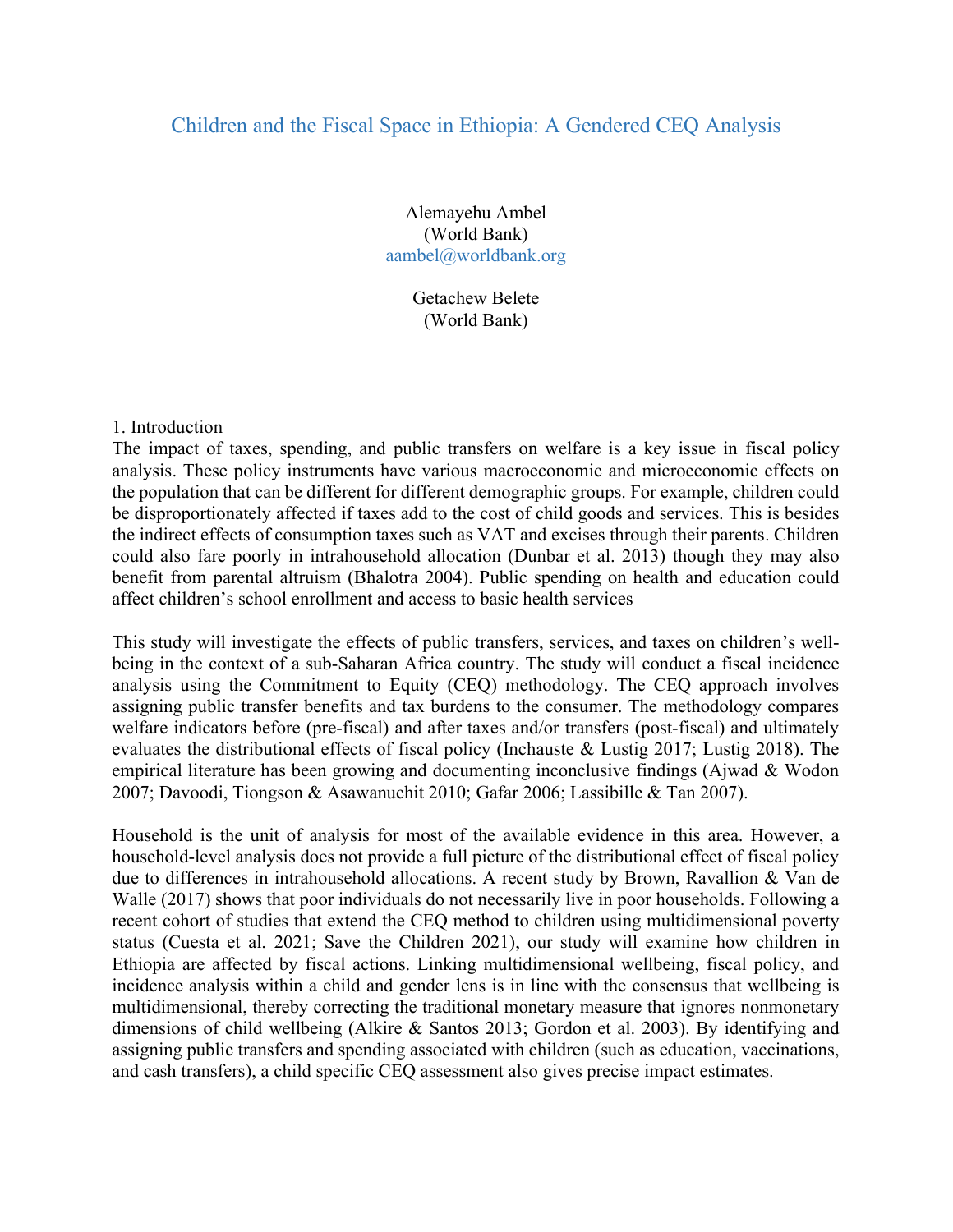# Children and the Fiscal Space in Ethiopia: A Gendered CEQ Analysis

Alemayehu Ambel
(World Bank)
aambel@worldbank.org

Getachew Belete
(World Bank)

## 1. Introduction

The impact of taxes, spending, and public transfers on welfare is a key issue in fiscal policy analysis. These policy instruments have various macroeconomic and microeconomic effects on the population that can be different for different demographic groups. For example, children could be disproportionately affected if taxes add to the cost of child goods and services. This is besides the indirect effects of consumption taxes such as VAT and excises through their parents. Children could also fare poorly in intrahousehold allocation (Dunbar et al. 2013) though they may also benefit from parental altruism (Bhalotra 2004). Public spending on health and education could affect children's school enrollment and access to basic health services

This study will investigate the effects of public transfers, services, and taxes on children's well-being in the context of a sub-Saharan Africa country. The study will conduct a fiscal incidence analysis using the Commitment to Equity (CEQ) methodology. The CEQ approach involves assigning public transfer benefits and tax burdens to the consumer. The methodology compares welfare indicators before (pre-fiscal) and after taxes and/or transfers (post-fiscal) and ultimately evaluates the distributional effects of fiscal policy (Inchauste & Lustig 2017; Lustig 2018). The empirical literature has been growing and documenting inconclusive findings (Ajwad & Wodon 2007; Davoodi, Tiongson & Asawanuchit 2010; Gafar 2006; Lassibille & Tan 2007).

Household is the unit of analysis for most of the available evidence in this area. However, a household-level analysis does not provide a full picture of the distributional effect of fiscal policy due to differences in intrahousehold allocations. A recent study by Brown, Ravallion & Van de Walle (2017) shows that poor individuals do not necessarily live in poor households. Following a recent cohort of studies that extend the CEQ method to children using multidimensional poverty status (Cuesta et al. 2021; Save the Children 2021), our study will examine how children in Ethiopia are affected by fiscal actions. Linking multidimensional wellbeing, fiscal policy, and incidence analysis within a child and gender lens is in line with the consensus that wellbeing is multidimensional, thereby correcting the traditional monetary measure that ignores nonmonetary dimensions of child wellbeing (Alkire & Santos 2013; Gordon et al. 2003). By identifying and assigning public transfers and spending associated with children (such as education, vaccinations, and cash transfers), a child specific CEQ assessment also gives precise impact estimates.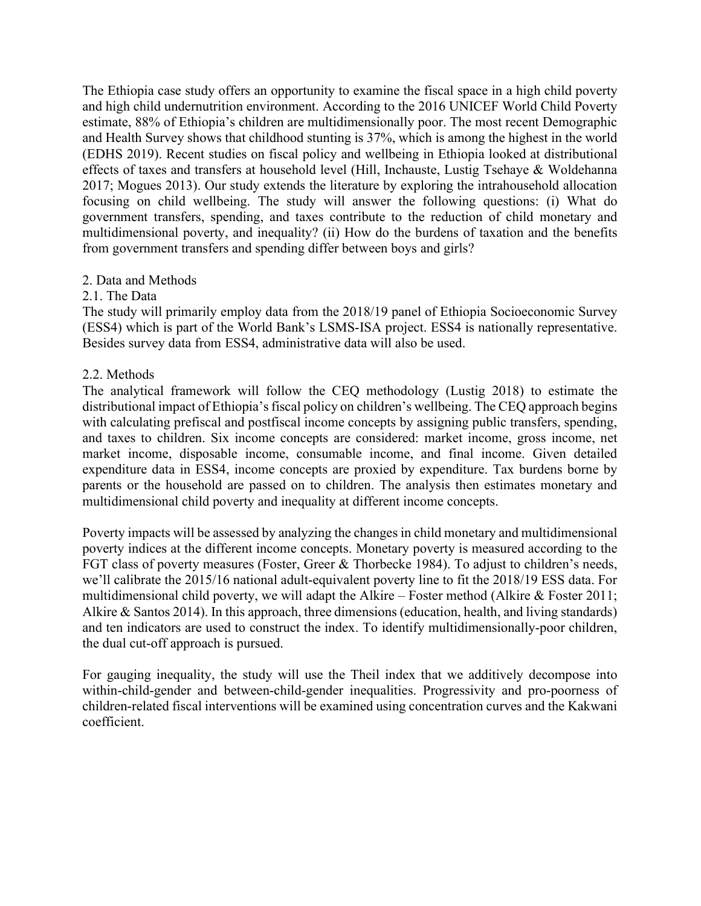The Ethiopia case study offers an opportunity to examine the fiscal space in a high child poverty and high child undernutrition environment. According to the 2016 UNICEF World Child Poverty estimate, 88% of Ethiopia's children are multidimensionally poor. The most recent Demographic and Health Survey shows that childhood stunting is 37%, which is among the highest in the world (EDHS 2019). Recent studies on fiscal policy and wellbeing in Ethiopia looked at distributional effects of taxes and transfers at household level (Hill, Inchauste, Lustig Tsehaye & Woldehanna 2017; Mogues 2013). Our study extends the literature by exploring the intrahousehold allocation focusing on child wellbeing. The study will answer the following questions: (i) What do government transfers, spending, and taxes contribute to the reduction of child monetary and multidimensional poverty, and inequality? (ii) How do the burdens of taxation and the benefits from government transfers and spending differ between boys and girls?

## 2. Data and Methods

### 2.1. The Data

The study will primarily employ data from the 2018/19 panel of Ethiopia Socioeconomic Survey (ESS4) which is part of the World Bank's LSMS-ISA project. ESS4 is nationally representative. Besides survey data from ESS4, administrative data will also be used.

### 2.2. Methods

The analytical framework will follow the CEQ methodology (Lustig 2018) to estimate the distributional impact of Ethiopia's fiscal policy on children's wellbeing. The CEQ approach begins with calculating prefiscal and postfiscal income concepts by assigning public transfers, spending, and taxes to children. Six income concepts are considered: market income, gross income, net market income, disposable income, consumable income, and final income. Given detailed expenditure data in ESS4, income concepts are proxied by expenditure. Tax burdens borne by parents or the household are passed on to children. The analysis then estimates monetary and multidimensional child poverty and inequality at different income concepts.

Poverty impacts will be assessed by analyzing the changes in child monetary and multidimensional poverty indices at the different income concepts. Monetary poverty is measured according to the FGT class of poverty measures (Foster, Greer & Thorbecke 1984). To adjust to children's needs, we'll calibrate the 2015/16 national adult-equivalent poverty line to fit the 2018/19 ESS data. For multidimensional child poverty, we will adapt the Alkire – Foster method (Alkire & Foster 2011; Alkire & Santos 2014). In this approach, three dimensions (education, health, and living standards) and ten indicators are used to construct the index. To identify multidimensionally-poor children, the dual cut-off approach is pursued.

For gauging inequality, the study will use the Theil index that we additively decompose into within-child-gender and between-child-gender inequalities. Progressivity and pro-poorness of children-related fiscal interventions will be examined using concentration curves and the Kakwani coefficient.